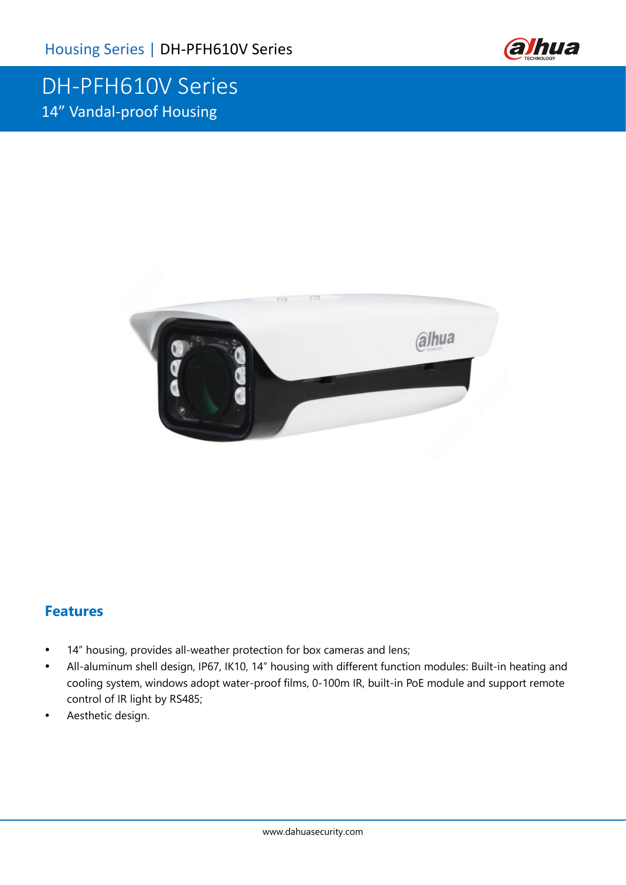# DH-PFH610V Series

## 14” Vandal-proof Housing

### Features

- 14” housing, provides all-weather protection for box cameras and lens;
- All-aluminum shell design, IP67, IK10, 14” housing with different function modules: Built-in heating and cooling system, windows adopt water-proof films, 0-100m IR, built-in PoE module and support remote control of IR light by RS485;
- Aesthetic design.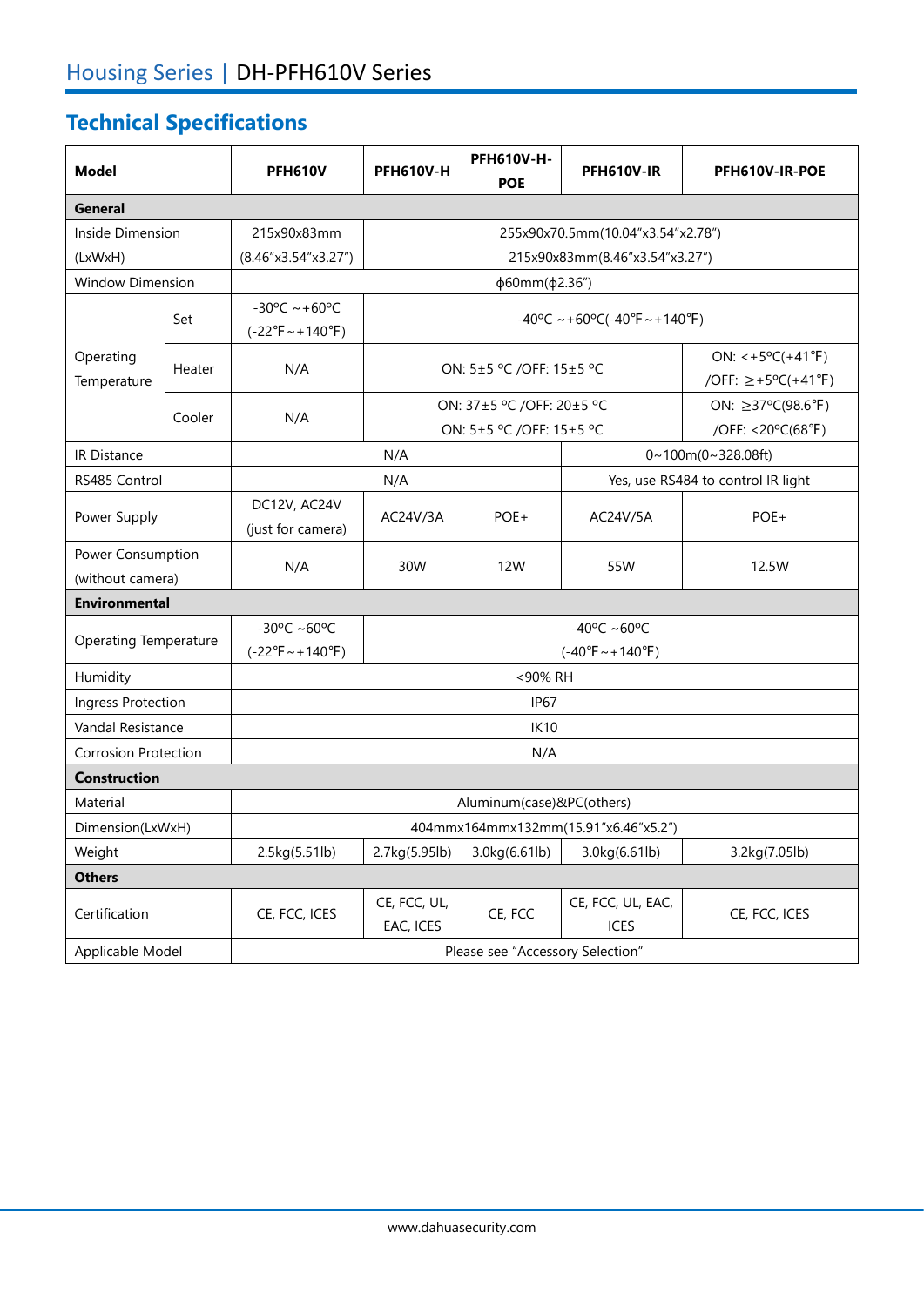## Technical Specifications

| Model | | PFH610V | PFH610V-H | PFH610V-H-POE | PFH610V-IR | PFH610V-IR-POE |
|---|---|---|---|---|---|---|
| **General** | | | | | | |
| Inside Dimension (LxWxH) | | 215x90x83mm (8.46"x3.54"x3.27") | 255x90x70.5mm(10.04"x3.54"x2.78") 215x90x83mm(8.46"x3.54"x3.27") | | | |
| Window Dimension | | ϕ60mm(ϕ2.36") | | | | |
| Operating Temperature | Set | -30ºC ～+60ºC (-22℉～+140℉) | -40ºC ～+60ºC(-40℉～+140℉) | | | |
| | Heater | N/A | ON: 5±5 ºC /OFF: 15±5 ºC | | | ON: <+5ºC(+41℉) /OFF: ≥+5ºC(+41℉) |
| | Cooler | N/A | ON: 37±5 ºC /OFF: 20±5 ºC ON: 5±5 ºC /OFF: 15±5 ºC | | | ON: ≥37ºC(98.6℉) /OFF: <20ºC(68℉) |
| IR Distance | | N/A | | | 0~100m(0~328.08ft) | |
| RS485 Control | | N/A | | | Yes, use RS484 to control IR light | |
| Power Supply | | DC12V, AC24V (just for camera) | AC24V/3A | POE+ | AC24V/5A | POE+ |
| Power Consumption (without camera) | | N/A | 30W | 12W | 55W | 12.5W |
| **Environmental** | | | | | | |
| Operating Temperature | | -30ºC ~60ºC (-22℉～+140℉) | -40ºC ~60ºC (-40℉～+140℉) | | | |
| Humidity | | <90% RH | | | | |
| Ingress Protection | | IP67 | | | | |
| Vandal Resistance | | IK10 | | | | |
| Corrosion Protection | | N/A | | | | |
| **Construction** | | | | | | |
| Material | | Aluminum(case)&PC(others) | | | | |
| Dimension(LxWxH) | | 404mmx164mmx132mm(15.91"x6.46"x5.2") | | | | |
| Weight | | 2.5kg(5.51lb) | 2.7kg(5.95lb) | 3.0kg(6.61lb) | 3.0kg(6.61lb) | 3.2kg(7.05lb) |
| **Others** | | | | | | |
| Certification | | CE, FCC, ICES | CE, FCC, UL, EAC, ICES | CE, FCC | CE, FCC, UL, EAC, ICES | CE, FCC, ICES |
| Applicable Model | | Please see "Accessory Selection" | | | | |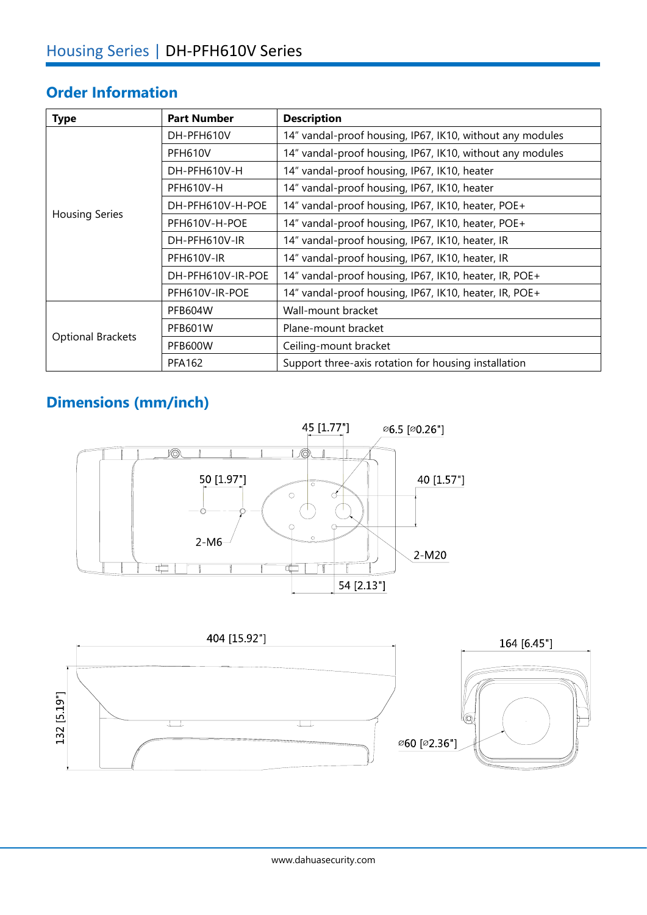## Order Information

| Type | Part Number | Description |
|---|---|---|
| Housing Series | DH-PFH610V | 14" vandal-proof housing, IP67, IK10, without any modules |
| | PFH610V | 14" vandal-proof housing, IP67, IK10, without any modules |
| | DH-PFH610V-H | 14" vandal-proof housing, IP67, IK10, heater |
| | PFH610V-H | 14" vandal-proof housing, IP67, IK10, heater |
| | DH-PFH610V-H-POE | 14" vandal-proof housing, IP67, IK10, heater, POE+ |
| | PFH610V-H-POE | 14" vandal-proof housing, IP67, IK10, heater, POE+ |
| | DH-PFH610V-IR | 14" vandal-proof housing, IP67, IK10, heater, IR |
| | PFH610V-IR | 14" vandal-proof housing, IP67, IK10, heater, IR |
| | DH-PFH610V-IR-POE | 14" vandal-proof housing, IP67, IK10, heater, IR, POE+ |
| | PFH610V-IR-POE | 14" vandal-proof housing, IP67, IK10, heater, IR, POE+ |
| Optional Brackets | PFB604W | Wall-mount bracket |
| | PFB601W | Plane-mount bracket |
| | PFB600W | Ceiling-mount bracket |
| | PFA162 | Support three-axis rotation for housing installation |

## Dimensions (mm/inch)

45 [1.77"]
⌀6.5 [⌀0.26"]
50 [1.97"]
40 [1.57"]
2-M6
2-M20
54 [2.13"]
404 [15.92"]
164 [6.45"]
132 [5.19"]
⌀60 [⌀2.36"]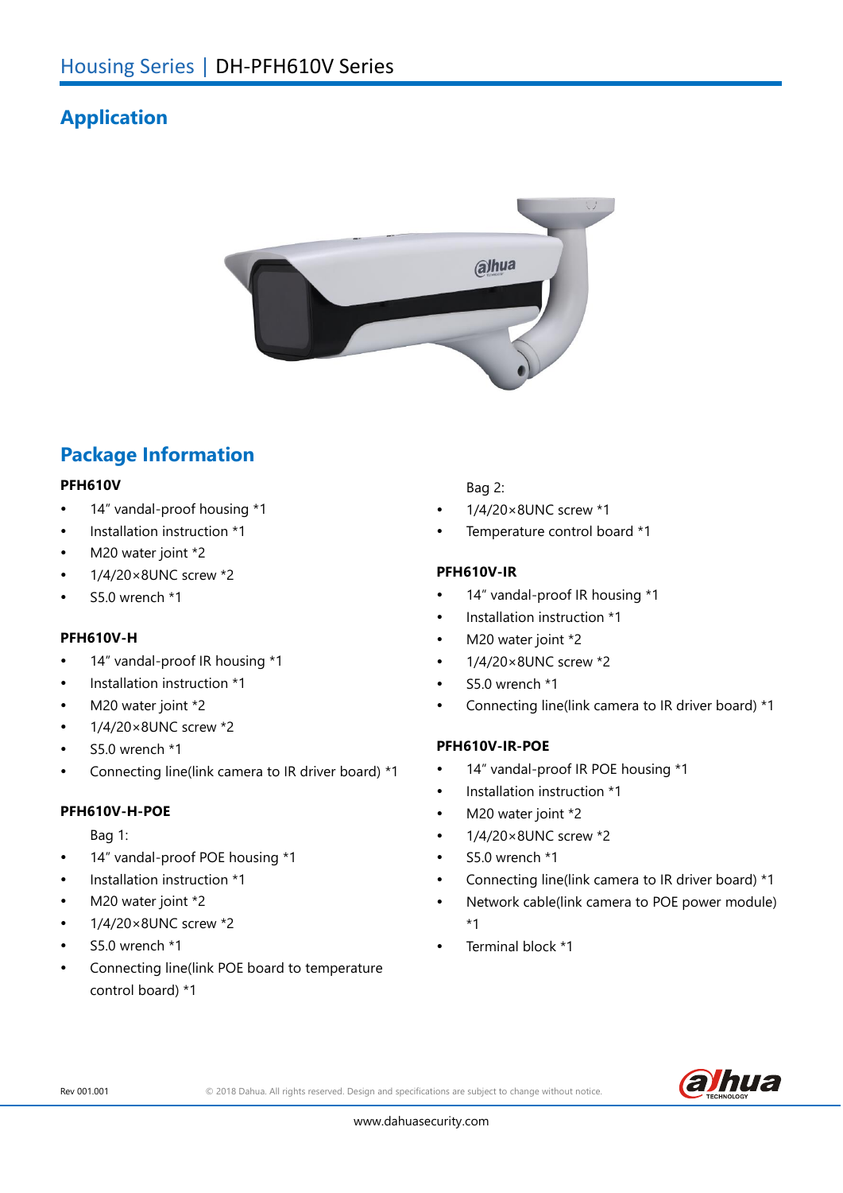## Application

## Package Information

**PFH610V**

- 14″ vandal-proof housing *1
- Installation instruction *1
- M20 water joint *2
- 1/4/20×8UNC screw *2
- S5.0 wrench *1

**PFH610V-H**

- 14″ vandal-proof IR housing *1
- Installation instruction *1
- M20 water joint *2
- 1/4/20×8UNC screw *2
- S5.0 wrench *1
- Connecting line(link camera to IR driver board) *1

**PFH610V-H-POE**

Bag 1:

- 14″ vandal-proof POE housing *1
- Installation instruction *1
- M20 water joint *2
- 1/4/20×8UNC screw *2
- S5.0 wrench *1
- Connecting line(link POE board to temperature control board) *1

Bag 2:

- 1/4/20×8UNC screw *1
- Temperature control board *1

**PFH610V-IR**

- 14″ vandal-proof IR housing *1
- Installation instruction *1
- M20 water joint *2
- 1/4/20×8UNC screw *2
- S5.0 wrench *1
- Connecting line(link camera to IR driver board) *1

**PFH610V-IR-POE**

- 14″ vandal-proof IR POE housing *1
- Installation instruction *1
- M20 water joint *2
- 1/4/20×8UNC screw *2
- S5.0 wrench *1
- Connecting line(link camera to IR driver board) *1
- Network cable(link camera to POE power module) *1
- Terminal block *1

Rev 001.001 © 2018 Dahua. All rights reserved. Design and specifications are subject to change without notice.

www.dahuasecurity.com